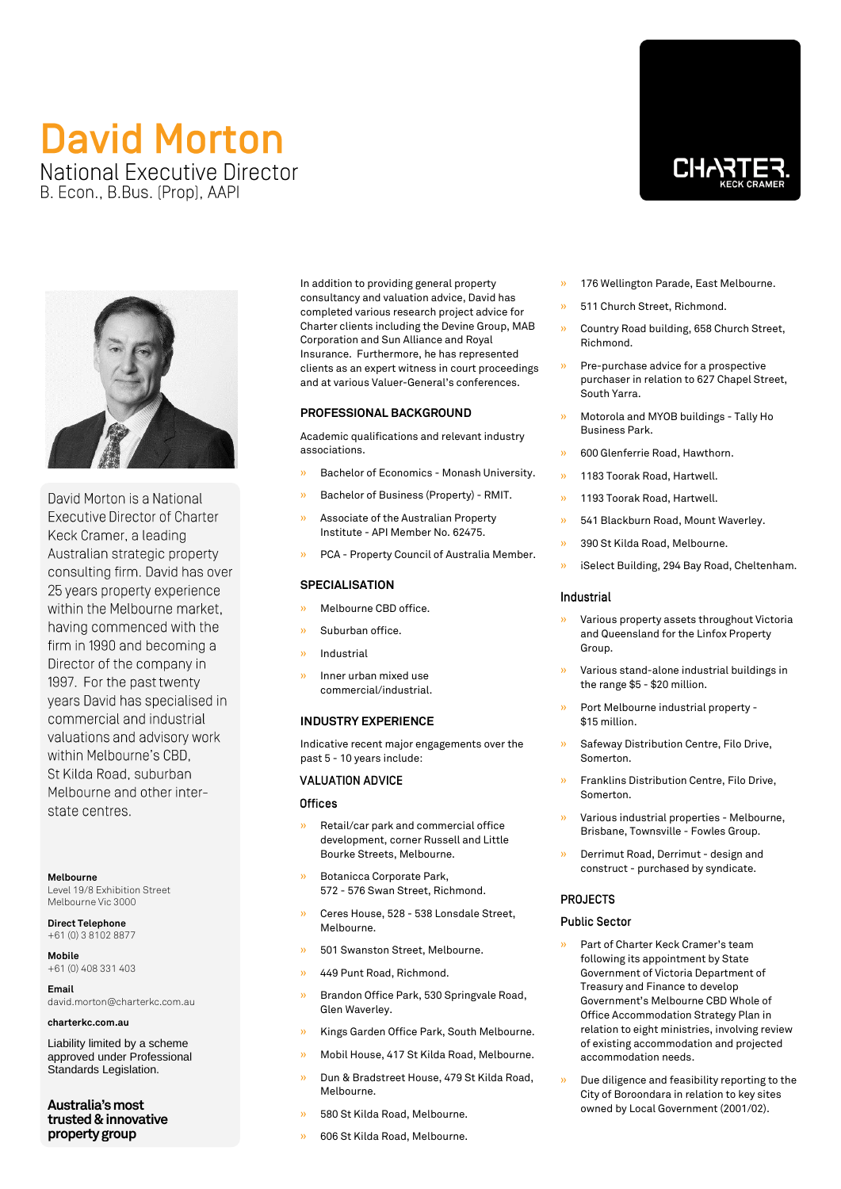# David Morton

## National Executive Director

B. Econ., B.Bus. (Prop), AAPI

CHARTER. KECK CRAMER

David Morton is a National Executive Director of Charter Keck Cramer, a leading Australian strategic property consulting firm. David has over 25 years property experience within the Melbourne market, having commenced with the firm in 1990 and becoming a Director of the company in 1997. For the past twenty years David has specialised in commercial and industrial valuations and advisory work within Melbourne's CBD, St Kilda Road, suburban Melbourne and other inter-state centres.

**Melbourne**
Level 19/8 Exhibition Street
Melbourne Vic 3000

**Direct Telephone**
+61 (0) 3 8102 8877

**Mobile**
+61 (0) 408 331 403

**Email**
david.morton@charterkc.com.au

**charterkc.com.au**

Liability limited by a scheme approved under Professional Standards Legislation.

**Australia's most trusted & innovative property group**

In addition to providing general property consultancy and valuation advice, David has completed various research project advice for Charter clients including the Devine Group, MAB Corporation and Sun Alliance and Royal Insurance. Furthermore, he has represented clients as an expert witness in court proceedings and at various Valuer-General's conferences.

### PROFESSIONAL BACKGROUND

Academic qualifications and relevant industry associations.

- Bachelor of Economics - Monash University.
- Bachelor of Business (Property) - RMIT.
- Associate of the Australian Property Institute - API Member No. 62475.
- PCA - Property Council of Australia Member.

### SPECIALISATION

- Melbourne CBD office.
- Suburban office.
- Industrial
- Inner urban mixed use commercial/industrial.

### INDUSTRY EXPERIENCE

Indicative recent major engagements over the past 5 - 10 years include:

### VALUATION ADVICE

#### Offices

- Retail/car park and commercial office development, corner Russell and Little Bourke Streets, Melbourne.
- Botanicca Corporate Park, 572 - 576 Swan Street, Richmond.
- Ceres House, 528 - 538 Lonsdale Street, Melbourne.
- 501 Swanston Street, Melbourne.
- 449 Punt Road, Richmond.
- Brandon Office Park, 530 Springvale Road, Glen Waverley.
- Kings Garden Office Park, South Melbourne.
- Mobil House, 417 St Kilda Road, Melbourne.
- Dun & Bradstreet House, 479 St Kilda Road, Melbourne.
- 580 St Kilda Road, Melbourne.
- 606 St Kilda Road, Melbourne.
- 176 Wellington Parade, East Melbourne.
- 511 Church Street, Richmond.
- Country Road building, 658 Church Street, Richmond.
- Pre-purchase advice for a prospective purchaser in relation to 627 Chapel Street, South Yarra.
- Motorola and MYOB buildings - Tally Ho Business Park.
- 600 Glenferrie Road, Hawthorn.
- 1183 Toorak Road, Hartwell.
- 1193 Toorak Road, Hartwell.
- 541 Blackburn Road, Mount Waverley.
- 390 St Kilda Road, Melbourne.
- iSelect Building, 294 Bay Road, Cheltenham.

#### Industrial

- Various property assets throughout Victoria and Queensland for the Linfox Property Group.
- Various stand-alone industrial buildings in the range $5 - $20 million.
- Port Melbourne industrial property - $15 million.
- Safeway Distribution Centre, Filo Drive, Somerton.
- Franklins Distribution Centre, Filo Drive, Somerton.
- Various industrial properties - Melbourne, Brisbane, Townsville - Fowles Group.
- Derrimut Road, Derrimut - design and construct - purchased by syndicate.

### PROJECTS

#### Public Sector

- Part of Charter Keck Cramer's team following its appointment by State Government of Victoria Department of Treasury and Finance to develop Government's Melbourne CBD Whole of Office Accommodation Strategy Plan in relation to eight ministries, involving review of existing accommodation and projected accommodation needs.
- Due diligence and feasibility reporting to the City of Boroondara in relation to key sites owned by Local Government (2001/02).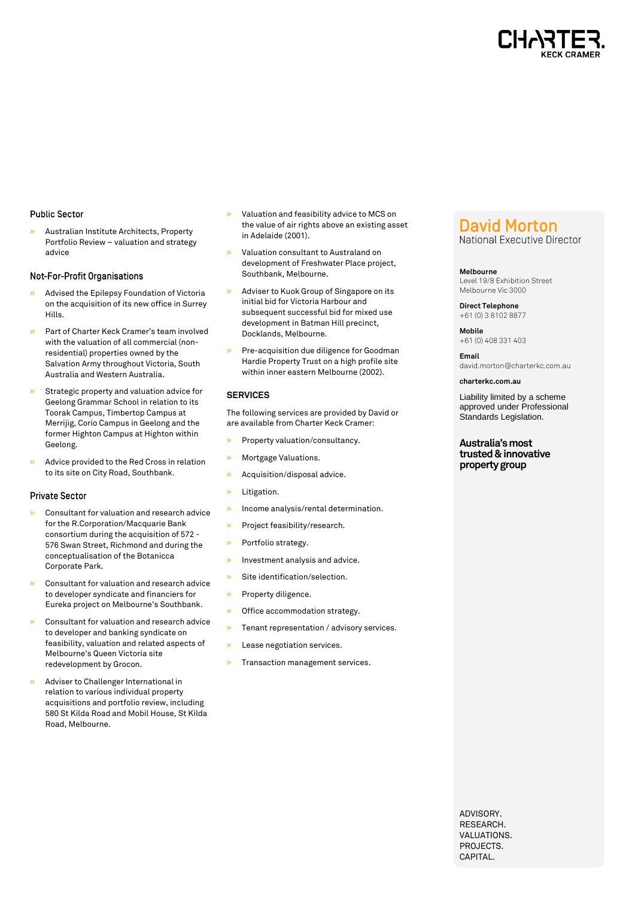## Public Sector

- Australian Institute Architects, Property Portfolio Review – valuation and strategy advice

## Not-For-Profit Organisations

- Advised the Epilepsy Foundation of Victoria on the acquisition of its new office in Surrey Hills.
- Part of Charter Keck Cramer's team involved with the valuation of all commercial (non-residential) properties owned by the Salvation Army throughout Victoria, South Australia and Western Australia.
- Strategic property and valuation advice for Geelong Grammar School in relation to its Toorak Campus, Timbertop Campus at Merrijig, Corio Campus in Geelong and the former Highton Campus at Highton within Geelong.
- Advice provided to the Red Cross in relation to its site on City Road, Southbank.

## Private Sector

- Consultant for valuation and research advice for the R.Corporation/Macquarie Bank consortium during the acquisition of 572 - 576 Swan Street, Richmond and during the conceptualisation of the Botanicca Corporate Park.
- Consultant for valuation and research advice to developer syndicate and financiers for Eureka project on Melbourne's Southbank.
- Consultant for valuation and research advice to developer and banking syndicate on feasibility, valuation and related aspects of Melbourne's Queen Victoria site redevelopment by Grocon.
- Adviser to Challenger International in relation to various individual property acquisitions and portfolio review, including 580 St Kilda Road and Mobil House, St Kilda Road, Melbourne.
- Valuation and feasibility advice to MCS on the value of air rights above an existing asset in Adelaide (2001).
- Valuation consultant to Australand on development of Freshwater Place project, Southbank, Melbourne.
- Adviser to Kuok Group of Singapore on its initial bid for Victoria Harbour and subsequent successful bid for mixed use development in Batman Hill precinct, Docklands, Melbourne.
- Pre-acquisition due diligence for Goodman Hardie Property Trust on a high profile site within inner eastern Melbourne (2002).

## SERVICES

The following services are provided by David or are available from Charter Keck Cramer:

- Property valuation/consultancy.
- Mortgage Valuations.
- Acquisition/disposal advice.
- Litigation.
- Income analysis/rental determination.
- Project feasibility/research.
- Portfolio strategy.
- Investment analysis and advice.
- Site identification/selection.
- Property diligence.
- Office accommodation strategy.
- Tenant representation / advisory services.
- Lease negotiation services.
- Transaction management services.

# David Morton

National Executive Director

**Melbourne**
Level 19/8 Exhibition Street
Melbourne Vic 3000

**Direct Telephone**
+61 (0) 3 8102 8877

**Mobile**
+61 (0) 408 331 403

**Email**
david.morton@charterkc.com.au

**charterkc.com.au**

Liability limited by a scheme approved under Professional Standards Legislation.

**Australia's most trusted & innovative property group**

ADVISORY.
RESEARCH.
VALUATIONS.
PROJECTS.
CAPITAL.